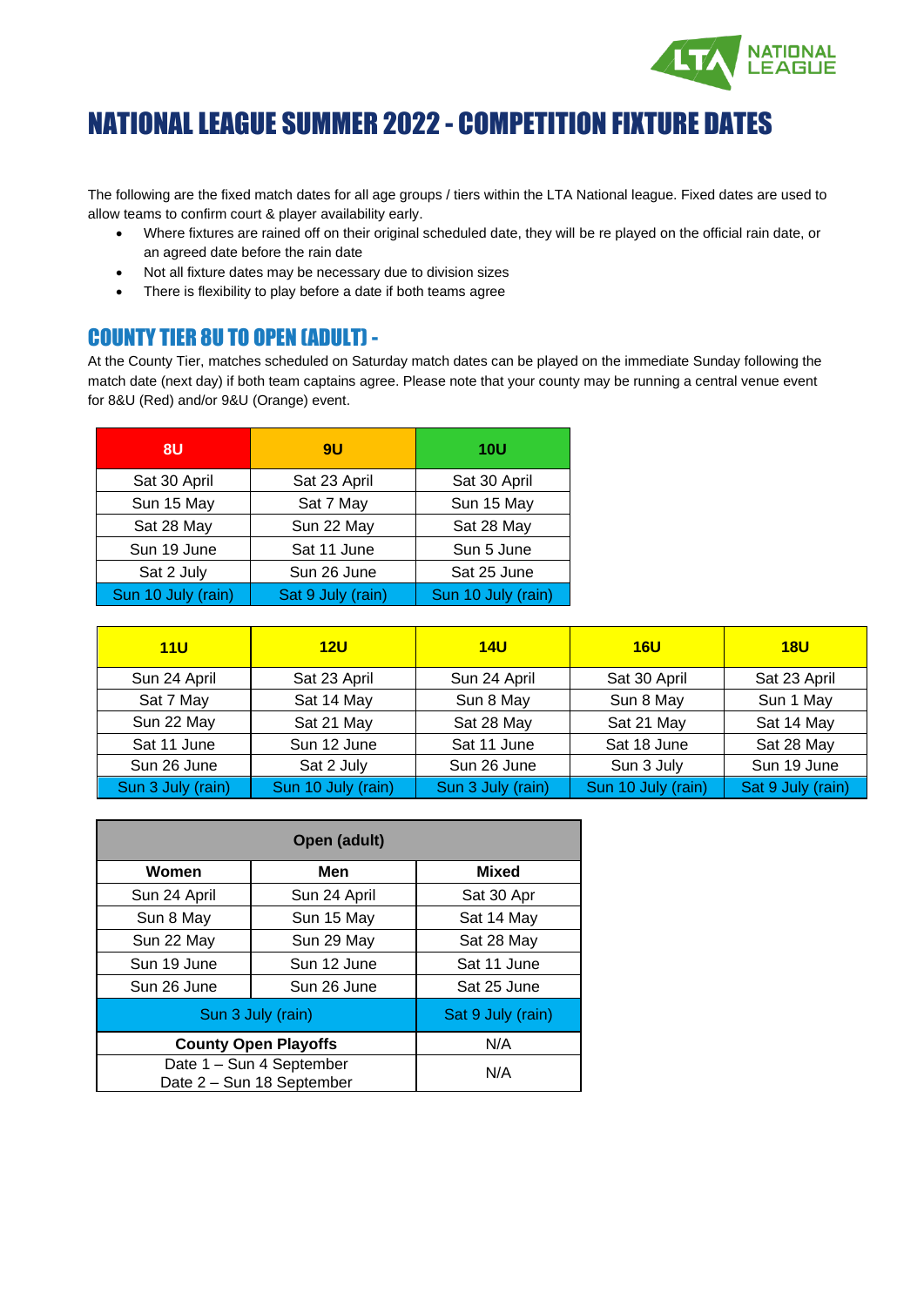# NATIONAL LEAGUE SUMMER 2022 - COMPETITION FIXTURE DATES

The following are the fixed match dates for all age groups / tiers within the LTA National league. Fixed dates are used to allow teams to confirm court & player availability early.

- Where fixtures are rained off on their original scheduled date, they will be re played on the official rain date, or an agreed date before the rain date
- Not all fixture dates may be necessary due to division sizes
- There is flexibility to play before a date if both teams agree

## COUNTY TIER 8U TO OPEN (ADULT) -

At the County Tier, matches scheduled on Saturday match dates can be played on the immediate Sunday following the match date (next day) if both team captains agree. Please note that your county may be running a central venue event for 8&U (Red) and/or 9&U (Orange) event.

| 8U | 9U | 10U |
|---|---|---|
| Sat 30 April | Sat 23 April | Sat 30 April |
| Sun 15 May | Sat 7 May | Sun 15 May |
| Sat 28 May | Sun 22 May | Sat 28 May |
| Sun 19 June | Sat 11 June | Sun 5 June |
| Sat 2 July | Sun 26 June | Sat 25 June |
| Sun 10 July (rain) | Sat 9 July (rain) | Sun 10 July (rain) |

| 11U | 12U | 14U | 16U | 18U |
|---|---|---|---|---|
| Sun 24 April | Sat 23 April | Sun 24 April | Sat 30 April | Sat 23 April |
| Sat 7 May | Sat 14 May | Sun 8 May | Sun 8 May | Sun 1 May |
| Sun 22 May | Sat 21 May | Sat 28 May | Sat 21 May | Sat 14 May |
| Sat 11 June | Sun 12 June | Sat 11 June | Sat 18 June | Sat 28 May |
| Sun 26 June | Sat 2 July | Sun 26 June | Sun 3 July | Sun 19 June |
| Sun 3 July (rain) | Sun 10 July (rain) | Sun 3 July (rain) | Sun 10 July (rain) | Sat 9 July (rain) |

| Open (adult) | | |
|---|---|---|
| **Women** | **Men** | **Mixed** |
| Sun 24 April | Sun 24 April | Sat 30 Apr |
| Sun 8 May | Sun 15 May | Sat 14 May |
| Sun 22 May | Sun 29 May | Sat 28 May |
| Sun 19 June | Sun 12 June | Sat 11 June |
| Sun 26 June | Sun 26 June | Sat 25 June |
| Sun 3 July (rain) | | Sat 9 July (rain) |
| **County Open Playoffs** | | N/A |
| Date 1 – Sun 4 September<br>Date 2 – Sun 18 September | | N/A |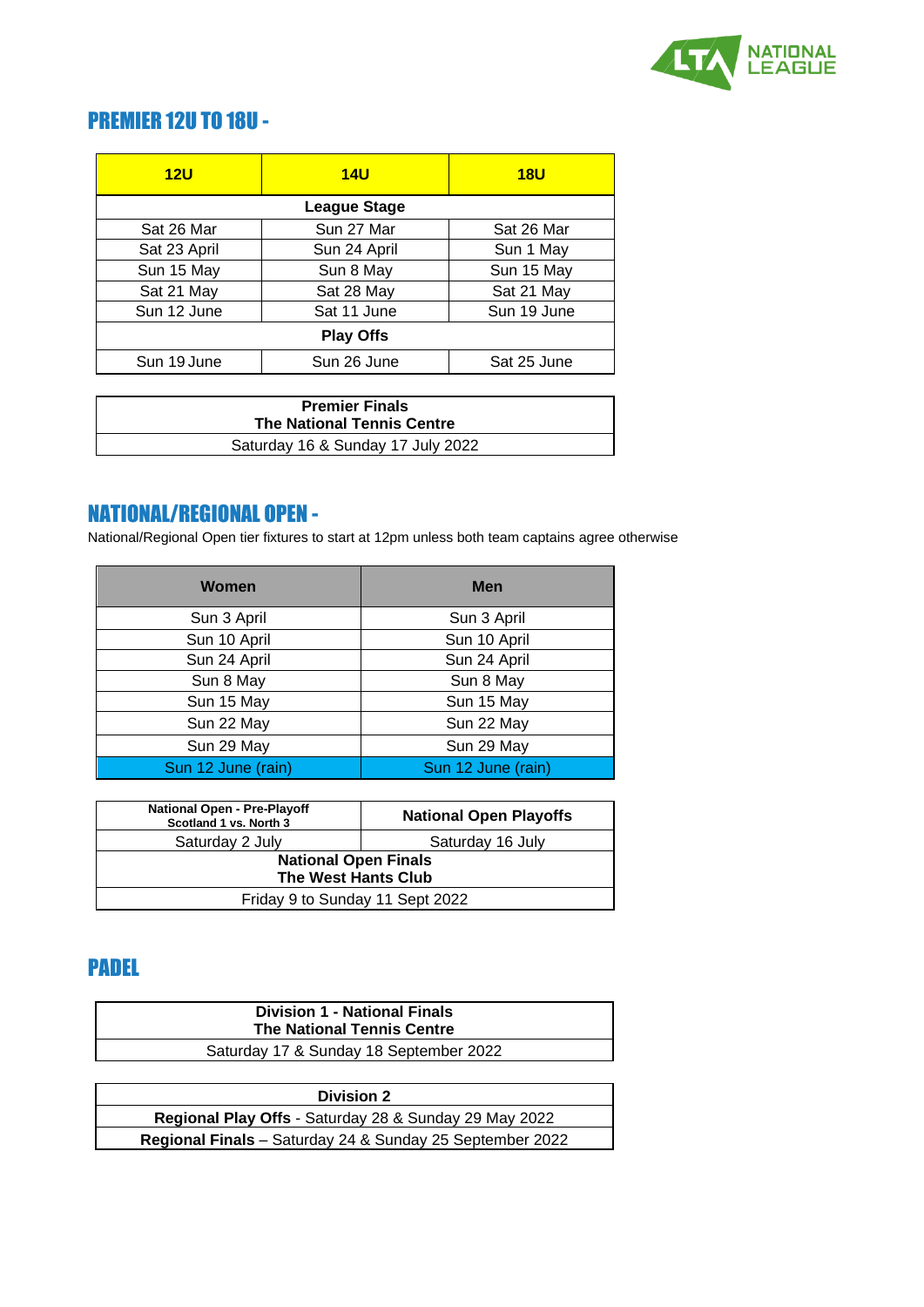## PREMIER 12U TO 18U -

| 12U | 14U | 18U |
|---|---|---|
| **League Stage** | | |
| Sat 26 Mar | Sun 27 Mar | Sat 26 Mar |
| Sat 23 April | Sun 24 April | Sun 1 May |
| Sun 15 May | Sun 8 May | Sun 15 May |
| Sat 21 May | Sat 28 May | Sat 21 May |
| Sun 12 June | Sat 11 June | Sun 19 June |
| **Play Offs** | | |
| Sun 19 June | Sun 26 June | Sat 25 June |

| **Premier Finals**<br>**The National Tennis Centre** |
|---|
| Saturday 16 & Sunday 17 July 2022 |

## NATIONAL/REGIONAL OPEN -

National/Regional Open tier fixtures to start at 12pm unless both team captains agree otherwise

| Women | Men |
|---|---|
| Sun 3 April | Sun 3 April |
| Sun 10 April | Sun 10 April |
| Sun 24 April | Sun 24 April |
| Sun 8 May | Sun 8 May |
| Sun 15 May | Sun 15 May |
| Sun 22 May | Sun 22 May |
| Sun 29 May | Sun 29 May |
| Sun 12 June (rain) | Sun 12 June (rain) |

| **National Open - Pre-Playoff**<br>**Scotland 1 vs. North 3** | **National Open Playoffs** |
|---|---|
| Saturday 2 July | Saturday 16 July |
| **National Open Finals**<br>**The West Hants Club** | |
| Friday 9 to Sunday 11 Sept 2022 | |

## PADEL

| **Division 1 - National Finals**<br>**The National Tennis Centre** |
|---|
| Saturday 17 & Sunday 18 September 2022 |

| **Division 2** |
|---|
| **Regional Play Offs** - Saturday 28 & Sunday 29 May 2022 |
| **Regional Finals** – Saturday 24 & Sunday 25 September 2022 |